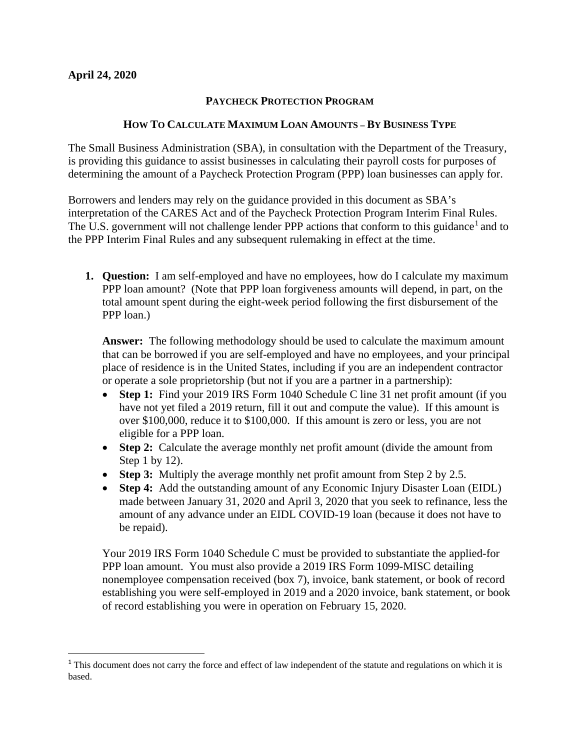**April 24, 2020**

## PAYCHECK PROTECTION PROGRAM

### HOW TO CALCULATE MAXIMUM LOAN AMOUNTS – BY BUSINESS TYPE

The Small Business Administration (SBA), in consultation with the Department of the Treasury, is providing this guidance to assist businesses in calculating their payroll costs for purposes of determining the amount of a Paycheck Protection Program (PPP) loan businesses can apply for.

Borrowers and lenders may rely on the guidance provided in this document as SBA's interpretation of the CARES Act and of the Paycheck Protection Program Interim Final Rules. The U.S. government will not challenge lender PPP actions that conform to this guidance[1] and to the PPP Interim Final Rules and any subsequent rulemaking in effect at the time.

1. **Question:** I am self-employed and have no employees, how do I calculate my maximum PPP loan amount? (Note that PPP loan forgiveness amounts will depend, in part, on the total amount spent during the eight-week period following the first disbursement of the PPP loan.)

   **Answer:** The following methodology should be used to calculate the maximum amount that can be borrowed if you are self-employed and have no employees, and your principal place of residence is in the United States, including if you are an independent contractor or operate a sole proprietorship (but not if you are a partner in a partnership):

   - **Step 1:** Find your 2019 IRS Form 1040 Schedule C line 31 net profit amount (if you have not yet filed a 2019 return, fill it out and compute the value). If this amount is over $100,000, reduce it to $100,000. If this amount is zero or less, you are not eligible for a PPP loan.
   - **Step 2:** Calculate the average monthly net profit amount (divide the amount from Step 1 by 12).
   - **Step 3:** Multiply the average monthly net profit amount from Step 2 by 2.5.
   - **Step 4:** Add the outstanding amount of any Economic Injury Disaster Loan (EIDL) made between January 31, 2020 and April 3, 2020 that you seek to refinance, less the amount of any advance under an EIDL COVID-19 loan (because it does not have to be repaid).

   Your 2019 IRS Form 1040 Schedule C must be provided to substantiate the applied-for PPP loan amount. You must also provide a 2019 IRS Form 1099-MISC detailing nonemployee compensation received (box 7), invoice, bank statement, or book of record establishing you were self-employed in 2019 and a 2020 invoice, bank statement, or book of record establishing you were in operation on February 15, 2020.

[1] This document does not carry the force and effect of law independent of the statute and regulations on which it is based.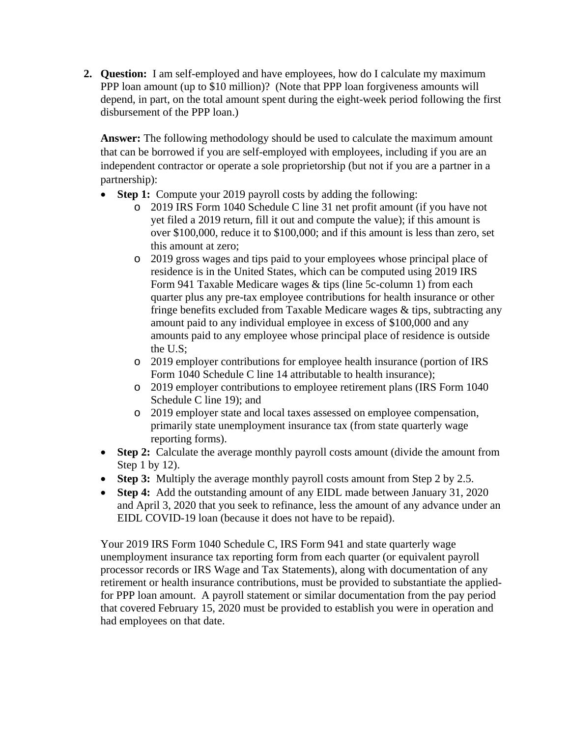2. **Question:** I am self-employed and have employees, how do I calculate my maximum PPP loan amount (up to $10 million)? (Note that PPP loan forgiveness amounts will depend, in part, on the total amount spent during the eight-week period following the first disbursement of the PPP loan.)

   **Answer:** The following methodology should be used to calculate the maximum amount that can be borrowed if you are self-employed with employees, including if you are an independent contractor or operate a sole proprietorship (but not if you are a partner in a partnership):

   - **Step 1:** Compute your 2019 payroll costs by adding the following:
     - 2019 IRS Form 1040 Schedule C line 31 net profit amount (if you have not yet filed a 2019 return, fill it out and compute the value); if this amount is over $100,000, reduce it to $100,000; and if this amount is less than zero, set this amount at zero;
     - 2019 gross wages and tips paid to your employees whose principal place of residence is in the United States, which can be computed using 2019 IRS Form 941 Taxable Medicare wages & tips (line 5c-column 1) from each quarter plus any pre-tax employee contributions for health insurance or other fringe benefits excluded from Taxable Medicare wages & tips, subtracting any amount paid to any individual employee in excess of $100,000 and any amounts paid to any employee whose principal place of residence is outside the U.S;
     - 2019 employer contributions for employee health insurance (portion of IRS Form 1040 Schedule C line 14 attributable to health insurance);
     - 2019 employer contributions to employee retirement plans (IRS Form 1040 Schedule C line 19); and
     - 2019 employer state and local taxes assessed on employee compensation, primarily state unemployment insurance tax (from state quarterly wage reporting forms).
   - **Step 2:** Calculate the average monthly payroll costs amount (divide the amount from Step 1 by 12).
   - **Step 3:** Multiply the average monthly payroll costs amount from Step 2 by 2.5.
   - **Step 4:** Add the outstanding amount of any EIDL made between January 31, 2020 and April 3, 2020 that you seek to refinance, less the amount of any advance under an EIDL COVID-19 loan (because it does not have to be repaid).

   Your 2019 IRS Form 1040 Schedule C, IRS Form 941 and state quarterly wage unemployment insurance tax reporting form from each quarter (or equivalent payroll processor records or IRS Wage and Tax Statements), along with documentation of any retirement or health insurance contributions, must be provided to substantiate the applied-for PPP loan amount. A payroll statement or similar documentation from the pay period that covered February 15, 2020 must be provided to establish you were in operation and had employees on that date.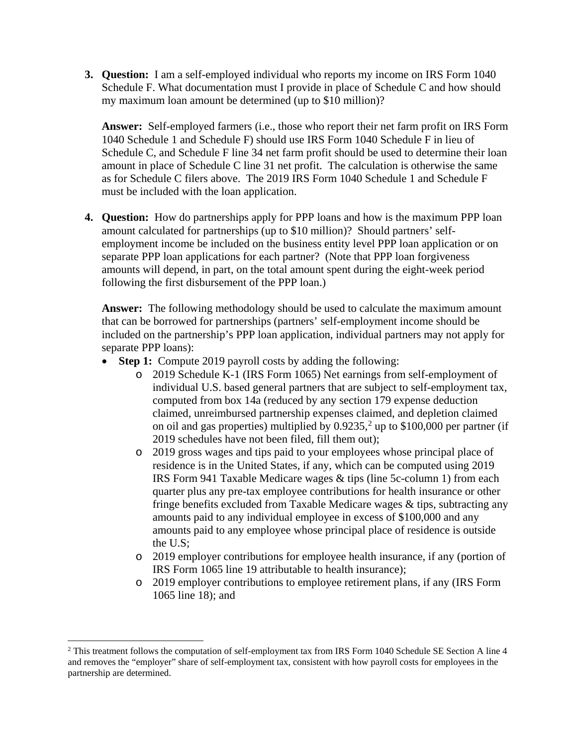3. **Question:** I am a self-employed individual who reports my income on IRS Form 1040 Schedule F. What documentation must I provide in place of Schedule C and how should my maximum loan amount be determined (up to $10 million)?

   **Answer:** Self-employed farmers (i.e., those who report their net farm profit on IRS Form 1040 Schedule 1 and Schedule F) should use IRS Form 1040 Schedule F in lieu of Schedule C, and Schedule F line 34 net farm profit should be used to determine their loan amount in place of Schedule C line 31 net profit. The calculation is otherwise the same as for Schedule C filers above. The 2019 IRS Form 1040 Schedule 1 and Schedule F must be included with the loan application.

4. **Question:** How do partnerships apply for PPP loans and how is the maximum PPP loan amount calculated for partnerships (up to $10 million)? Should partners' self-employment income be included on the business entity level PPP loan application or on separate PPP loan applications for each partner? (Note that PPP loan forgiveness amounts will depend, in part, on the total amount spent during the eight-week period following the first disbursement of the PPP loan.)

   **Answer:** The following methodology should be used to calculate the maximum amount that can be borrowed for partnerships (partners' self-employment income should be included on the partnership's PPP loan application, individual partners may not apply for separate PPP loans):

   - **Step 1:** Compute 2019 payroll costs by adding the following:
     - 2019 Schedule K-1 (IRS Form 1065) Net earnings from self-employment of individual U.S. based general partners that are subject to self-employment tax, computed from box 14a (reduced by any section 179 expense deduction claimed, unreimbursed partnership expenses claimed, and depletion claimed on oil and gas properties) multiplied by 0.9235,[2] up to $100,000 per partner (if 2019 schedules have not been filed, fill them out);
     - 2019 gross wages and tips paid to your employees whose principal place of residence is in the United States, if any, which can be computed using 2019 IRS Form 941 Taxable Medicare wages & tips (line 5c-column 1) from each quarter plus any pre-tax employee contributions for health insurance or other fringe benefits excluded from Taxable Medicare wages & tips, subtracting any amounts paid to any individual employee in excess of $100,000 and any amounts paid to any employee whose principal place of residence is outside the U.S;
     - 2019 employer contributions for employee health insurance, if any (portion of IRS Form 1065 line 19 attributable to health insurance);
     - 2019 employer contributions to employee retirement plans, if any (IRS Form 1065 line 18); and

[2] This treatment follows the computation of self-employment tax from IRS Form 1040 Schedule SE Section A line 4 and removes the "employer" share of self-employment tax, consistent with how payroll costs for employees in the partnership are determined.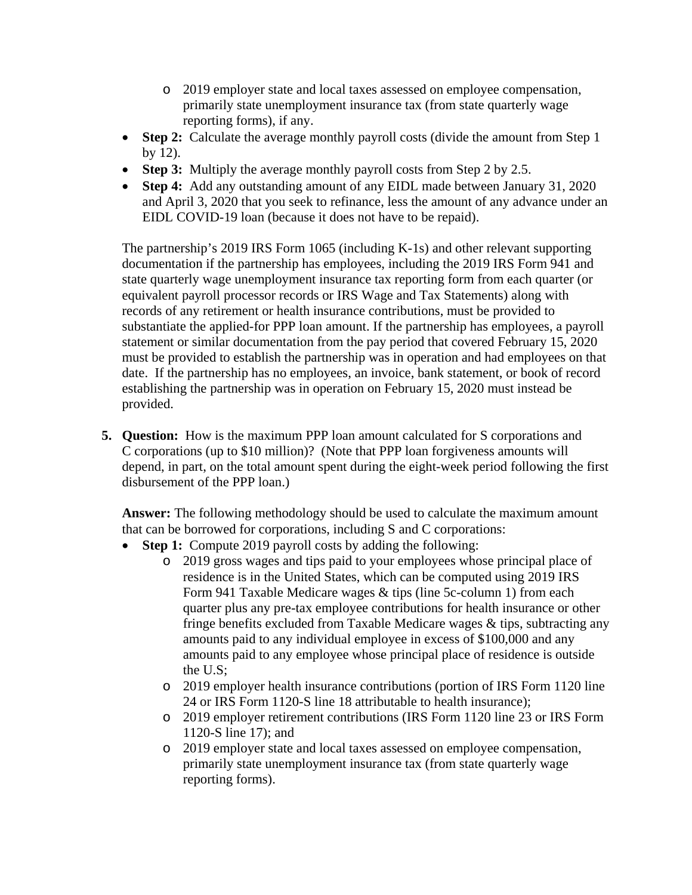- 2019 employer state and local taxes assessed on employee compensation, primarily state unemployment insurance tax (from state quarterly wage reporting forms), if any.
- **Step 2:** Calculate the average monthly payroll costs (divide the amount from Step 1 by 12).
- **Step 3:** Multiply the average monthly payroll costs from Step 2 by 2.5.
- **Step 4:** Add any outstanding amount of any EIDL made between January 31, 2020 and April 3, 2020 that you seek to refinance, less the amount of any advance under an EIDL COVID-19 loan (because it does not have to be repaid).

The partnership's 2019 IRS Form 1065 (including K-1s) and other relevant supporting documentation if the partnership has employees, including the 2019 IRS Form 941 and state quarterly wage unemployment insurance tax reporting form from each quarter (or equivalent payroll processor records or IRS Wage and Tax Statements) along with records of any retirement or health insurance contributions, must be provided to substantiate the applied-for PPP loan amount. If the partnership has employees, a payroll statement or similar documentation from the pay period that covered February 15, 2020 must be provided to establish the partnership was in operation and had employees on that date. If the partnership has no employees, an invoice, bank statement, or book of record establishing the partnership was in operation on February 15, 2020 must instead be provided.

5. **Question:** How is the maximum PPP loan amount calculated for S corporations and C corporations (up to $10 million)? (Note that PPP loan forgiveness amounts will depend, in part, on the total amount spent during the eight-week period following the first disbursement of the PPP loan.)

   **Answer:** The following methodology should be used to calculate the maximum amount that can be borrowed for corporations, including S and C corporations:

   - **Step 1:** Compute 2019 payroll costs by adding the following:
     - 2019 gross wages and tips paid to your employees whose principal place of residence is in the United States, which can be computed using 2019 IRS Form 941 Taxable Medicare wages & tips (line 5c-column 1) from each quarter plus any pre-tax employee contributions for health insurance or other fringe benefits excluded from Taxable Medicare wages & tips, subtracting any amounts paid to any individual employee in excess of $100,000 and any amounts paid to any employee whose principal place of residence is outside the U.S;
     - 2019 employer health insurance contributions (portion of IRS Form 1120 line 24 or IRS Form 1120-S line 18 attributable to health insurance);
     - 2019 employer retirement contributions (IRS Form 1120 line 23 or IRS Form 1120-S line 17); and
     - 2019 employer state and local taxes assessed on employee compensation, primarily state unemployment insurance tax (from state quarterly wage reporting forms).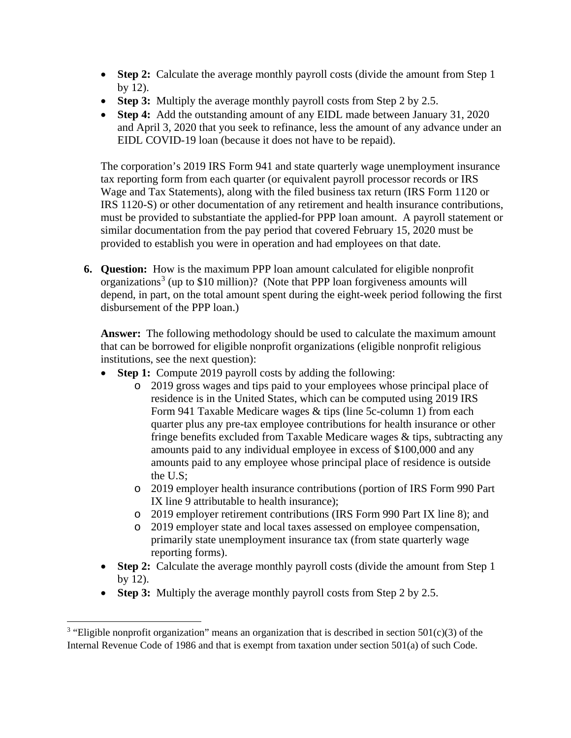- **Step 2:** Calculate the average monthly payroll costs (divide the amount from Step 1 by 12).
- **Step 3:** Multiply the average monthly payroll costs from Step 2 by 2.5.
- **Step 4:** Add the outstanding amount of any EIDL made between January 31, 2020 and April 3, 2020 that you seek to refinance, less the amount of any advance under an EIDL COVID-19 loan (because it does not have to be repaid).

The corporation's 2019 IRS Form 941 and state quarterly wage unemployment insurance tax reporting form from each quarter (or equivalent payroll processor records or IRS Wage and Tax Statements), along with the filed business tax return (IRS Form 1120 or IRS 1120-S) or other documentation of any retirement and health insurance contributions, must be provided to substantiate the applied-for PPP loan amount. A payroll statement or similar documentation from the pay period that covered February 15, 2020 must be provided to establish you were in operation and had employees on that date.

6. **Question:** How is the maximum PPP loan amount calculated for eligible nonprofit organizations[3] (up to $10 million)? (Note that PPP loan forgiveness amounts will depend, in part, on the total amount spent during the eight-week period following the first disbursement of the PPP loan.)

   **Answer:** The following methodology should be used to calculate the maximum amount that can be borrowed for eligible nonprofit organizations (eligible nonprofit religious institutions, see the next question):

   - **Step 1:** Compute 2019 payroll costs by adding the following:
     - 2019 gross wages and tips paid to your employees whose principal place of residence is in the United States, which can be computed using 2019 IRS Form 941 Taxable Medicare wages & tips (line 5c-column 1) from each quarter plus any pre-tax employee contributions for health insurance or other fringe benefits excluded from Taxable Medicare wages & tips, subtracting any amounts paid to any individual employee in excess of $100,000 and any amounts paid to any employee whose principal place of residence is outside the U.S;
     - 2019 employer health insurance contributions (portion of IRS Form 990 Part IX line 9 attributable to health insurance);
     - 2019 employer retirement contributions (IRS Form 990 Part IX line 8); and
     - 2019 employer state and local taxes assessed on employee compensation, primarily state unemployment insurance tax (from state quarterly wage reporting forms).
   - **Step 2:** Calculate the average monthly payroll costs (divide the amount from Step 1 by 12).
   - **Step 3:** Multiply the average monthly payroll costs from Step 2 by 2.5.

[3] "Eligible nonprofit organization" means an organization that is described in section 501(c)(3) of the Internal Revenue Code of 1986 and that is exempt from taxation under section 501(a) of such Code.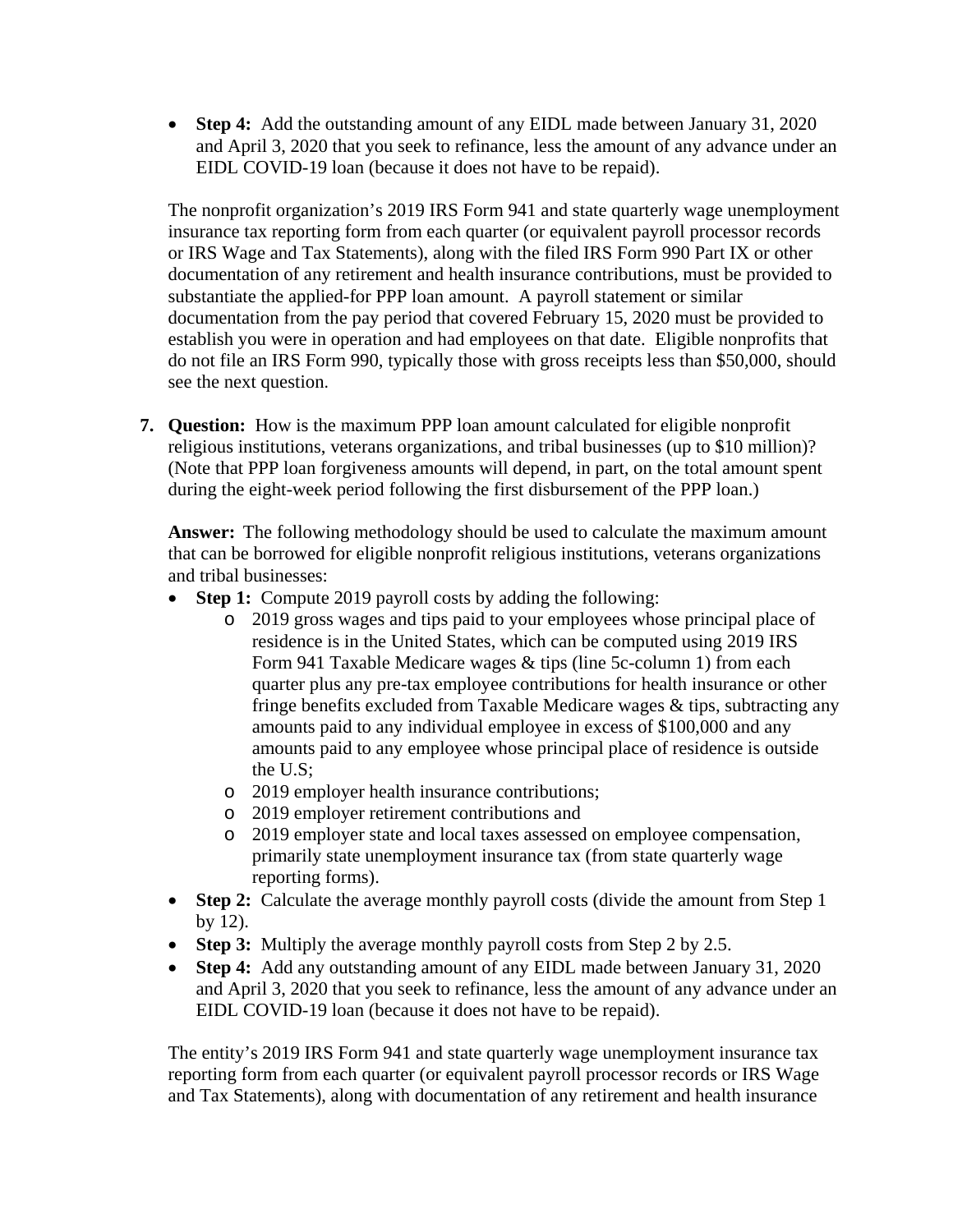- **Step 4:** Add the outstanding amount of any EIDL made between January 31, 2020 and April 3, 2020 that you seek to refinance, less the amount of any advance under an EIDL COVID-19 loan (because it does not have to be repaid).

The nonprofit organization's 2019 IRS Form 941 and state quarterly wage unemployment insurance tax reporting form from each quarter (or equivalent payroll processor records or IRS Wage and Tax Statements), along with the filed IRS Form 990 Part IX or other documentation of any retirement and health insurance contributions, must be provided to substantiate the applied-for PPP loan amount. A payroll statement or similar documentation from the pay period that covered February 15, 2020 must be provided to establish you were in operation and had employees on that date. Eligible nonprofits that do not file an IRS Form 990, typically those with gross receipts less than $50,000, should see the next question.

7. **Question:** How is the maximum PPP loan amount calculated for eligible nonprofit religious institutions, veterans organizations, and tribal businesses (up to $10 million)? (Note that PPP loan forgiveness amounts will depend, in part, on the total amount spent during the eight-week period following the first disbursement of the PPP loan.)

   **Answer:** The following methodology should be used to calculate the maximum amount that can be borrowed for eligible nonprofit religious institutions, veterans organizations and tribal businesses:

   - **Step 1:** Compute 2019 payroll costs by adding the following:
     - 2019 gross wages and tips paid to your employees whose principal place of residence is in the United States, which can be computed using 2019 IRS Form 941 Taxable Medicare wages & tips (line 5c-column 1) from each quarter plus any pre-tax employee contributions for health insurance or other fringe benefits excluded from Taxable Medicare wages & tips, subtracting any amounts paid to any individual employee in excess of $100,000 and any amounts paid to any employee whose principal place of residence is outside the U.S;
     - 2019 employer health insurance contributions;
     - 2019 employer retirement contributions and
     - 2019 employer state and local taxes assessed on employee compensation, primarily state unemployment insurance tax (from state quarterly wage reporting forms).
   - **Step 2:** Calculate the average monthly payroll costs (divide the amount from Step 1 by 12).
   - **Step 3:** Multiply the average monthly payroll costs from Step 2 by 2.5.
   - **Step 4:** Add any outstanding amount of any EIDL made between January 31, 2020 and April 3, 2020 that you seek to refinance, less the amount of any advance under an EIDL COVID-19 loan (because it does not have to be repaid).

   The entity's 2019 IRS Form 941 and state quarterly wage unemployment insurance tax reporting form from each quarter (or equivalent payroll processor records or IRS Wage and Tax Statements), along with documentation of any retirement and health insurance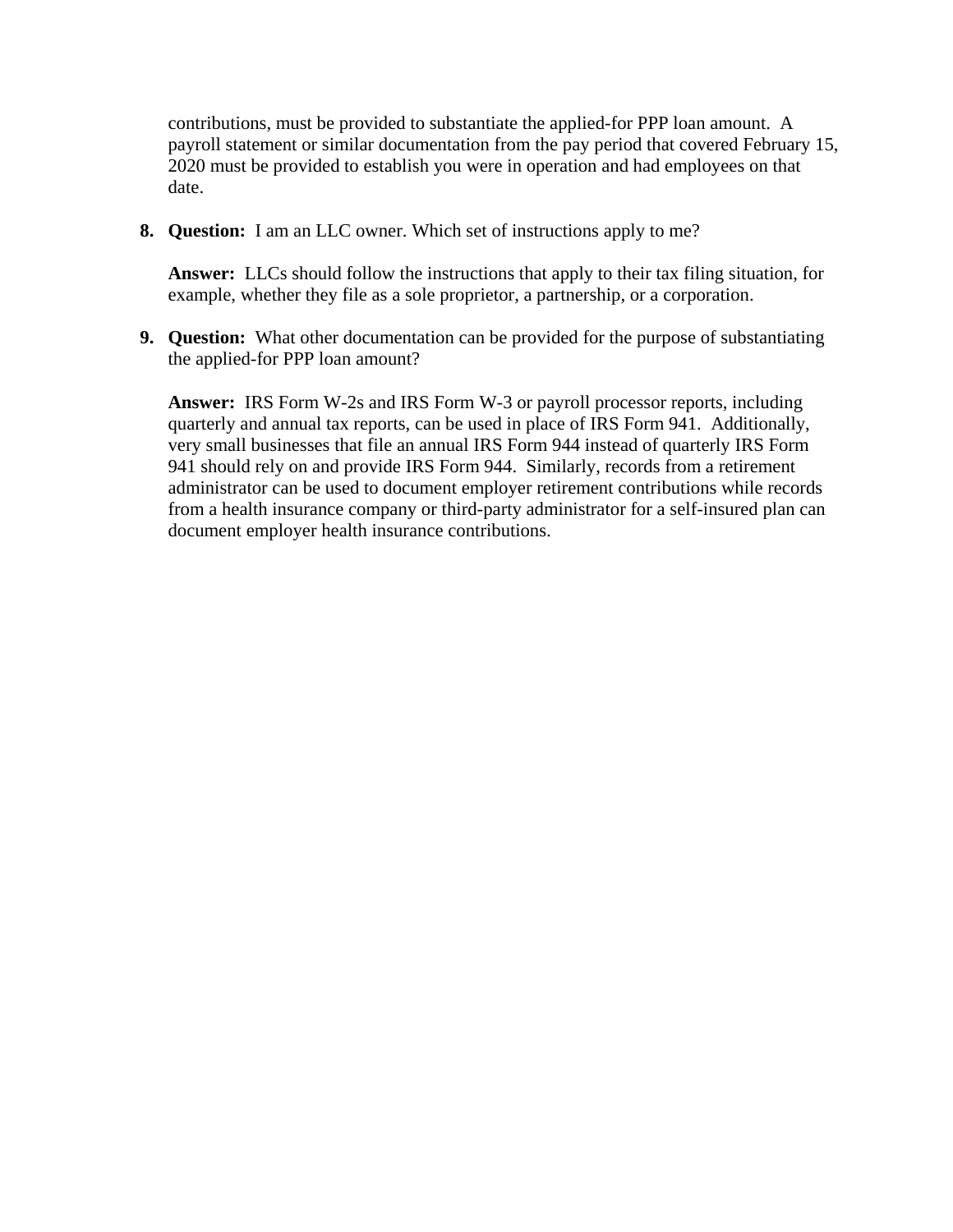contributions, must be provided to substantiate the applied-for PPP loan amount. A payroll statement or similar documentation from the pay period that covered February 15, 2020 must be provided to establish you were in operation and had employees on that date.

8. **Question:** I am an LLC owner. Which set of instructions apply to me?

   **Answer:** LLCs should follow the instructions that apply to their tax filing situation, for example, whether they file as a sole proprietor, a partnership, or a corporation.

9. **Question:** What other documentation can be provided for the purpose of substantiating the applied-for PPP loan amount?

   **Answer:** IRS Form W-2s and IRS Form W-3 or payroll processor reports, including quarterly and annual tax reports, can be used in place of IRS Form 941. Additionally, very small businesses that file an annual IRS Form 944 instead of quarterly IRS Form 941 should rely on and provide IRS Form 944. Similarly, records from a retirement administrator can be used to document employer retirement contributions while records from a health insurance company or third-party administrator for a self-insured plan can document employer health insurance contributions.